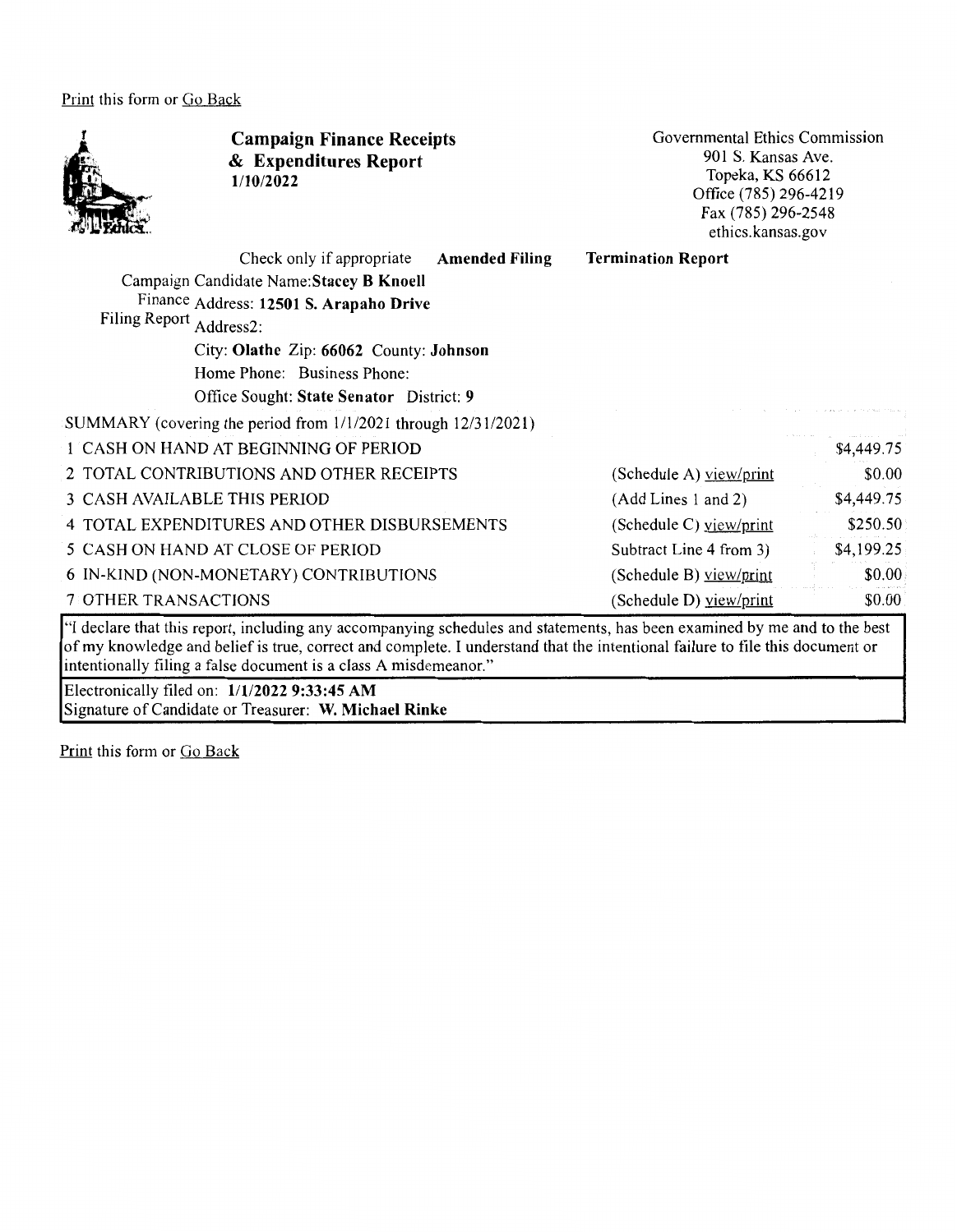Print this form or Go Back

# Campaign Finance Receipts & Expenditures Report
**1/10/2022**

Governmental Ethics Commission
901 S. Kansas Ave.
Topeka, KS 66612
Office (785) 296-4219
Fax (785) 296-2548
ethics.kansas.gov

Check only if appropriate **Amended Filing** **Termination Report**

Campaign Finance Filing Report

Candidate Name: **Stacey B Knoell**
Address: **12501 S. Arapaho Drive**
Address2:
City: **Olathe** Zip: **66062** County: **Johnson**
Home Phone: Business Phone:
Office Sought: **State Senator** District: **9**

SUMMARY (covering the period from 1/1/2021 through 12/31/2021)

| | | |
|---|---|---|
| 1 CASH ON HAND AT BEGINNING OF PERIOD | | $4,449.75 |
| 2 TOTAL CONTRIBUTIONS AND OTHER RECEIPTS | (Schedule A) view/print | $0.00 |
| 3 CASH AVAILABLE THIS PERIOD | (Add Lines 1 and 2) | $4,449.75 |
| 4 TOTAL EXPENDITURES AND OTHER DISBURSEMENTS | (Schedule C) view/print | $250.50 |
| 5 CASH ON HAND AT CLOSE OF PERIOD | Subtract Line 4 from 3) | $4,199.25 |
| 6 IN-KIND (NON-MONETARY) CONTRIBUTIONS | (Schedule B) view/print | $0.00 |
| 7 OTHER TRANSACTIONS | (Schedule D) view/print | $0.00 |

"I declare that this report, including any accompanying schedules and statements, has been examined by me and to the best of my knowledge and belief is true, correct and complete. I understand that the intentional failure to file this document or intentionally filing a false document is a class A misdemeanor."

Electronically filed on: **1/1/2022 9:33:45 AM**
Signature of Candidate or Treasurer: **W. Michael Rinke**

Print this form or Go Back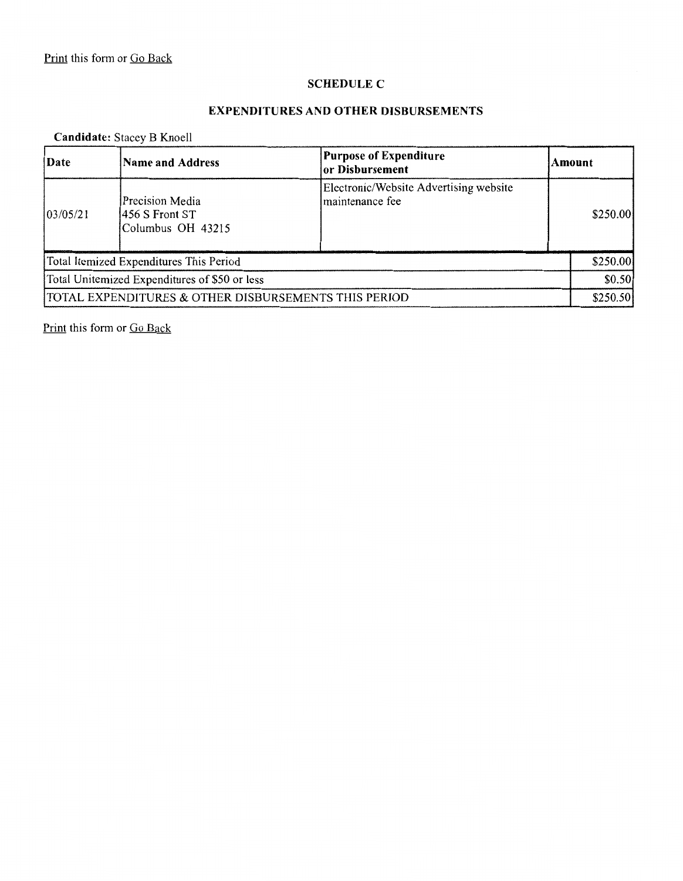Print this form or Go Back

## SCHEDULE C

## EXPENDITURES AND OTHER DISBURSEMENTS

**Candidate:** Stacey B Knoell

| Date | Name and Address | Purpose of Expenditure or Disbursement | Amount |
|---|---|---|---|
| 03/05/21 | Precision Media<br>456 S Front ST<br>Columbus OH 43215 | Electronic/Website Advertising website maintenance fee | $250.00 |
| Total Itemized Expenditures This Period | | | $250.00 |
| Total Unitemized Expenditures of $50 or less | | | $0.50 |
| TOTAL EXPENDITURES & OTHER DISBURSEMENTS THIS PERIOD | | | $250.50 |

Print this form or Go Back